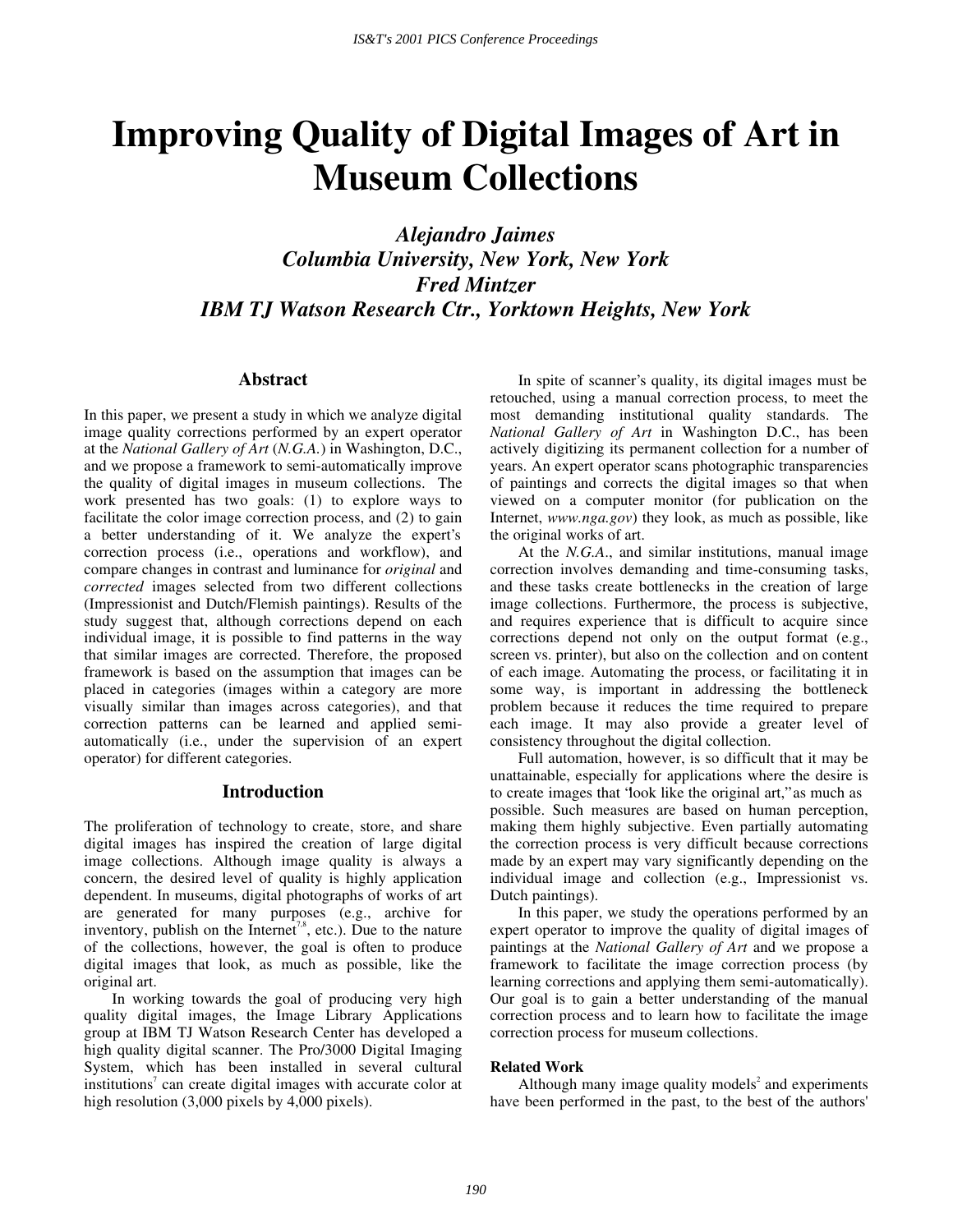# Improving Quality of Digital Images of Art in Museum Collections

***Alejandro Jaimes***
***Columbia University, New York, New York***
***Fred Mintzer***
***IBM TJ Watson Research Ctr., Yorktown Heights, New York***

## Abstract

In this paper, we present a study in which we analyze digital image quality corrections performed by an expert operator at the *National Gallery of Art* (*N.G.A.*) in Washington, D.C., and we propose a framework to semi-automatically improve the quality of digital images in museum collections. The work presented has two goals: (1) to explore ways to facilitate the color image correction process, and (2) to gain a better understanding of it. We analyze the expert's correction process (i.e., operations and workflow), and compare changes in contrast and luminance for *original* and *corrected* images selected from two different collections (Impressionist and Dutch/Flemish paintings). Results of the study suggest that, although corrections depend on each individual image, it is possible to find patterns in the way that similar images are corrected. Therefore, the proposed framework is based on the assumption that images can be placed in categories (images within a category are more visually similar than images across categories), and that correction patterns can be learned and applied semi-automatically (i.e., under the supervision of an expert operator) for different categories.

## Introduction

The proliferation of technology to create, store, and share digital images has inspired the creation of large digital image collections. Although image quality is always a concern, the desired level of quality is highly application dependent. In museums, digital photographs of works of art are generated for many purposes (e.g., archive for inventory, publish on the Internet[7,8], etc.). Due to the nature of the collections, however, the goal is often to produce digital images that look, as much as possible, like the original art.

In working towards the goal of producing very high quality digital images, the Image Library Applications group at IBM TJ Watson Research Center has developed a high quality digital scanner. The Pro/3000 Digital Imaging System, which has been installed in several cultural institutions[7] can create digital images with accurate color at high resolution (3,000 pixels by 4,000 pixels).

In spite of scanner's quality, its digital images must be retouched, using a manual correction process, to meet the most demanding institutional quality standards. The *National Gallery of Art* in Washington D.C., has been actively digitizing its permanent collection for a number of years. An expert operator scans photographic transparencies of paintings and corrects the digital images so that when viewed on a computer monitor (for publication on the Internet, *www.nga.gov*) they look, as much as possible, like the original works of art.

At the *N.G.A.*, and similar institutions, manual image correction involves demanding and time-consuming tasks, and these tasks create bottlenecks in the creation of large image collections. Furthermore, the process is subjective, and requires experience that is difficult to acquire since corrections depend not only on the output format (e.g., screen vs. printer), but also on the collection and on content of each image. Automating the process, or facilitating it in some way, is important in addressing the bottleneck problem because it reduces the time required to prepare each image. It may also provide a greater level of consistency throughout the digital collection.

Full automation, however, is so difficult that it may be unattainable, especially for applications where the desire is to create images that "look like the original art," as much as possible. Such measures are based on human perception, making them highly subjective. Even partially automating the correction process is very difficult because corrections made by an expert may vary significantly depending on the individual image and collection (e.g., Impressionist vs. Dutch paintings).

In this paper, we study the operations performed by an expert operator to improve the quality of digital images of paintings at the *National Gallery of Art* and we propose a framework to facilitate the image correction process (by learning corrections and applying them semi-automatically). Our goal is to gain a better understanding of the manual correction process and to learn how to facilitate the image correction process for museum collections.

### Related Work

Although many image quality models[2] and experiments have been performed in the past, to the best of the authors'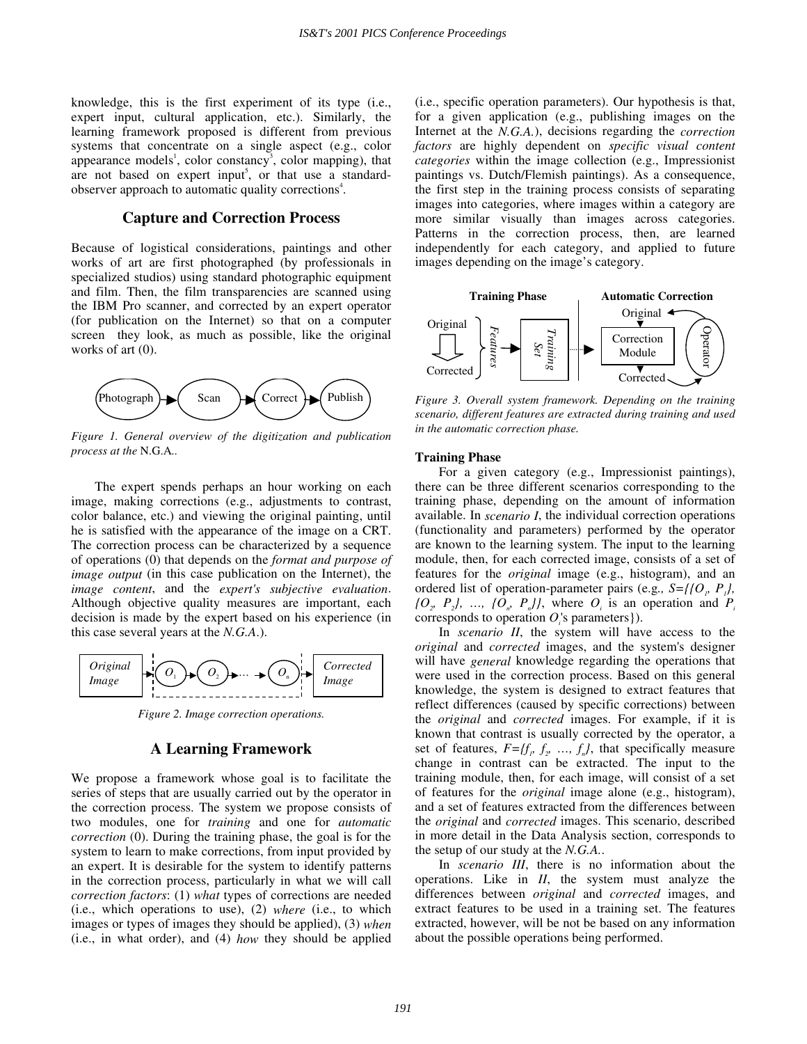knowledge, this is the first experiment of its type (i.e., expert input, cultural application, etc.). Similarly, the learning framework proposed is different from previous systems that concentrate on a single aspect (e.g., color appearance models[1], color constancy[3], color mapping), that are not based on expert input[5], or that use a standard-observer approach to automatic quality corrections[4].

## Capture and Correction Process

Because of logistical considerations, paintings and other works of art are first photographed (by professionals in specialized studios) using standard photographic equipment and film. Then, the film transparencies are scanned using the IBM Pro scanner, and corrected by an expert operator (for publication on the Internet) so that on a computer screen they look, as much as possible, like the original works of art (0).

Photograph → Scan → Correct → Publish

*Figure 1. General overview of the digitization and publication process at the* N.G.A..

The expert spends perhaps an hour working on each image, making corrections (e.g., adjustments to contrast, color balance, etc.) and viewing the original painting, until he is satisfied with the appearance of the image on a CRT. The correction process can be characterized by a sequence of operations (0) that depends on the *format and purpose of image output* (in this case publication on the Internet), the *image content*, and the *expert's subjective evaluation*. Although objective quality measures are important, each decision is made by the expert based on his experience (in this case several years at the *N.G.A.*).

*Original Image* → $O_1$ → $O_2$ → … → $O_n$ → *Corrected Image*

*Figure 2. Image correction operations.*

## A Learning Framework

We propose a framework whose goal is to facilitate the series of steps that are usually carried out by the operator in the correction process. The system we propose consists of two modules, one for *training* and one for *automatic correction* (0). During the training phase, the goal is for the system to learn to make corrections, from input provided by an expert. It is desirable for the system to identify patterns in the correction process, particularly in what we will call *correction factors*: (1) *what* types of corrections are needed (i.e., which operations to use), (2) *where* (i.e., to which images or types of images they should be applied), (3) *when* (i.e., in what order), and (4) *how* they should be applied (i.e., specific operation parameters). Our hypothesis is that, for a given application (e.g., publishing images on the Internet at the *N.G.A.*), decisions regarding the *correction factors* are highly dependent on *specific visual content categories* within the image collection (e.g., Impressionist paintings vs. Dutch/Flemish paintings). As a consequence, the first step in the training process consists of separating images into categories, where images within a category are more similar visually than images across categories. Patterns in the correction process, then, are learned independently for each category, and applied to future images depending on the image's category.

**Training Phase** | **Automatic Correction**

Original / Corrected → Features → Training Set ··· Correction Module ← Original; Correction Module → Corrected; Operator

*Figure 3. Overall system framework. Depending on the training scenario, different features are extracted during training and used in the automatic correction phase.*

### Training Phase

For a given category (e.g., Impressionist paintings), there can be three different scenarios corresponding to the training phase, depending on the amount of information available. In *scenario I*, the individual correction operations (functionality and parameters) performed by the operator are known to the learning system. The input to the learning module, then, for each corrected image, consists of a set of features for the *original* image (e.g., histogram), and an ordered list of operation-parameter pairs (e.g., $S=\{\{O_1, P_1\}, \{O_2, P_2\}, \ldots, \{O_n, P_n\}\}$, where $O_i$ is an operation and $P_i$ corresponds to operation $O_i$'s parameters}).

In *scenario II*, the system will have access to the *original* and *corrected* images, and the system's designer will have *general* knowledge regarding the operations that were used in the correction process. Based on this general knowledge, the system is designed to extract features that reflect differences (caused by specific corrections) between the *original* and *corrected* images. For example, if it is known that contrast is usually corrected by the operator, a set of features, $F=\{f_1, f_2, \ldots, f_n\}$, that specifically measure change in contrast can be extracted. The input to the training module, then, for each image, will consist of a set of features for the *original* image alone (e.g., histogram), and a set of features extracted from the differences between the *original* and *corrected* images. This scenario, described in more detail in the Data Analysis section, corresponds to the setup of our study at the *N.G.A.*.

In *scenario III*, there is no information about the operations. Like in *II*, the system must analyze the differences between *original* and *corrected* images, and extract features to be used in a training set. The features extracted, however, will be not be based on any information about the possible operations being performed.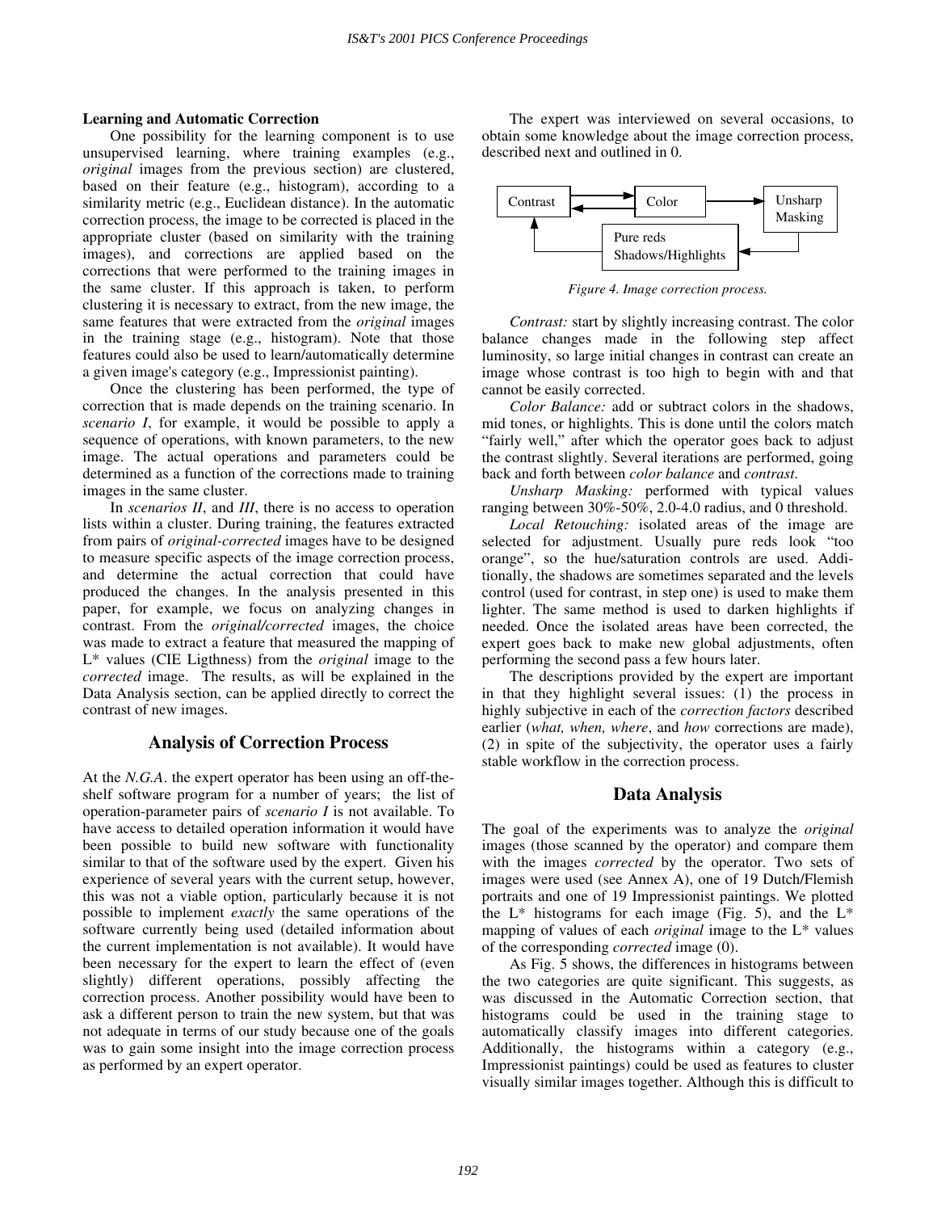**Learning and Automatic Correction**

One possibility for the learning component is to use unsupervised learning, where training examples (e.g., *original* images from the previous section) are clustered, based on their feature (e.g., histogram), according to a similarity metric (e.g., Euclidean distance). In the automatic correction process, the image to be corrected is placed in the appropriate cluster (based on similarity with the training images), and corrections are applied based on the corrections that were performed to the training images in the same cluster. If this approach is taken, to perform clustering it is necessary to extract, from the new image, the same features that were extracted from the *original* images in the training stage (e.g., histogram). Note that those features could also be used to learn/automatically determine a given image's category (e.g., Impressionist painting).

Once the clustering has been performed, the type of correction that is made depends on the training scenario. In *scenario I*, for example, it would be possible to apply a sequence of operations, with known parameters, to the new image. The actual operations and parameters could be determined as a function of the corrections made to training images in the same cluster.

In *scenarios II*, and *III*, there is no access to operation lists within a cluster. During training, the features extracted from pairs of *original-corrected* images have to be designed to measure specific aspects of the image correction process, and determine the actual correction that could have produced the changes. In the analysis presented in this paper, for example, we focus on analyzing changes in contrast. From the *original/corrected* images, the choice was made to extract a feature that measured the mapping of L* values (CIE Ligthness) from the *original* image to the *corrected* image. The results, as will be explained in the Data Analysis section, can be applied directly to correct the contrast of new images.

## Analysis of Correction Process

At the *N.G.A*. the expert operator has been using an off-the-shelf software program for a number of years; the list of operation-parameter pairs of *scenario I* is not available. To have access to detailed operation information it would have been possible to build new software with functionality similar to that of the software used by the expert. Given his experience of several years with the current setup, however, this was not a viable option, particularly because it is not possible to implement *exactly* the same operations of the software currently being used (detailed information about the current implementation is not available). It would have been necessary for the expert to learn the effect of (even slightly) different operations, possibly affecting the correction process. Another possibility would have been to ask a different person to train the new system, but that was not adequate in terms of our study because one of the goals was to gain some insight into the image correction process as performed by an expert operator.

The expert was interviewed on several occasions, to obtain some knowledge about the image correction process, described next and outlined in 0.

Contrast ⇄ Color → Unsharp Masking → Pure reds Shadows/Highlights → Contrast

*Figure 4. Image correction process.*

*Contrast:* start by slightly increasing contrast. The color balance changes made in the following step affect luminosity, so large initial changes in contrast can create an image whose contrast is too high to begin with and that cannot be easily corrected.

*Color Balance:* add or subtract colors in the shadows, mid tones, or highlights. This is done until the colors match "fairly well," after which the operator goes back to adjust the contrast slightly. Several iterations are performed, going back and forth between *color balance* and *contrast*.

*Unsharp Masking:* performed with typical values ranging between 30%-50%, 2.0-4.0 radius, and 0 threshold.

*Local Retouching:* isolated areas of the image are selected for adjustment. Usually pure reds look "too orange", so the hue/saturation controls are used. Additionally, the shadows are sometimes separated and the levels control (used for contrast, in step one) is used to make them lighter. The same method is used to darken highlights if needed. Once the isolated areas have been corrected, the expert goes back to make new global adjustments, often performing the second pass a few hours later.

The descriptions provided by the expert are important in that they highlight several issues: (1) the process in highly subjective in each of the *correction factors* described earlier (*what, when, where*, and *how* corrections are made), (2) in spite of the subjectivity, the operator uses a fairly stable workflow in the correction process.

## Data Analysis

The goal of the experiments was to analyze the *original* images (those scanned by the operator) and compare them with the images *corrected* by the operator. Two sets of images were used (see Annex A), one of 19 Dutch/Flemish portraits and one of 19 Impressionist paintings. We plotted the L* histograms for each image (Fig. 5), and the L* mapping of values of each *original* image to the L* values of the corresponding *corrected* image (0).

As Fig. 5 shows, the differences in histograms between the two categories are quite significant. This suggests, as was discussed in the Automatic Correction section, that histograms could be used in the training stage to automatically classify images into different categories. Additionally, the histograms within a category (e.g., Impressionist paintings) could be used as features to cluster visually similar images together. Although this is difficult to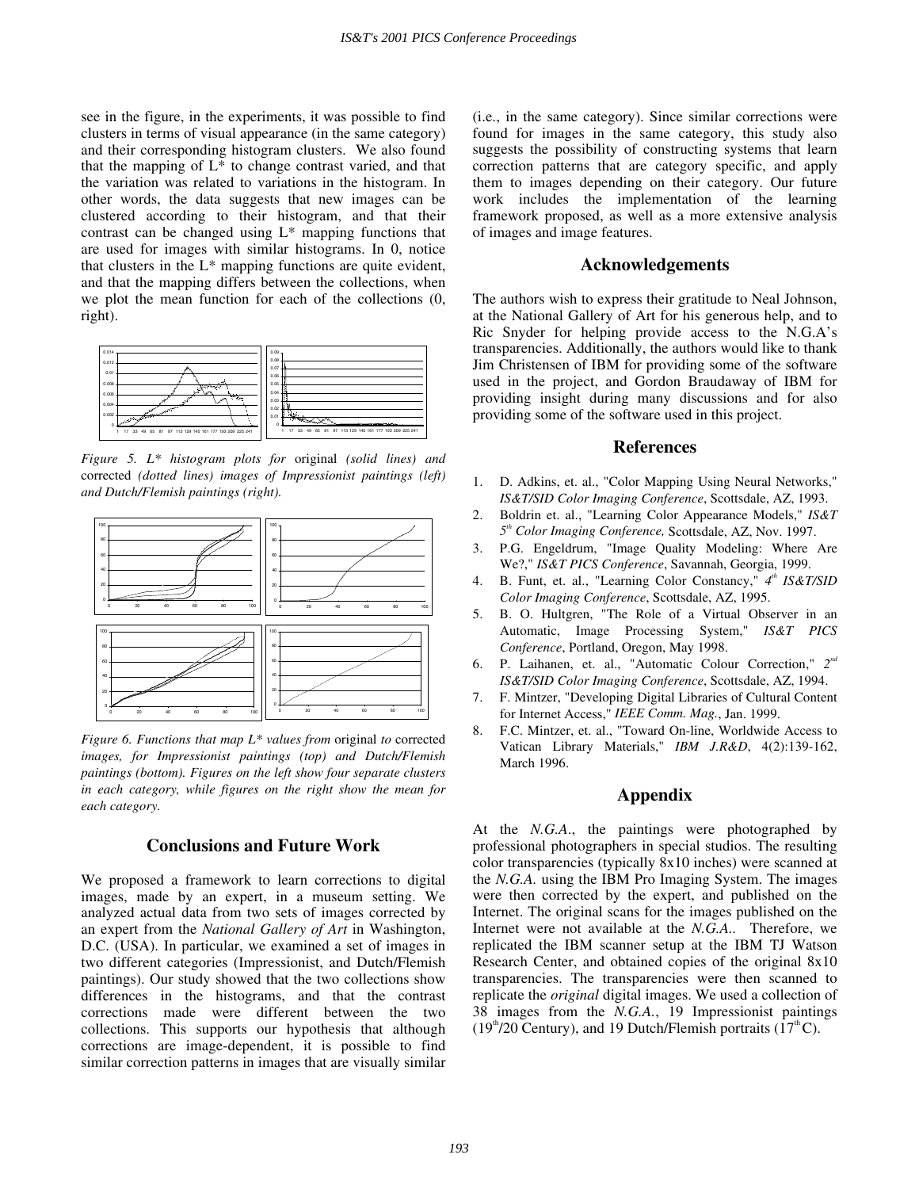see in the figure, in the experiments, it was possible to find clusters in terms of visual appearance (in the same category) and their corresponding histogram clusters. We also found that the mapping of L* to change contrast varied, and that the variation was related to variations in the histogram. In other words, the data suggests that new images can be clustered according to their histogram, and that their contrast can be changed using L* mapping functions that are used for images with similar histograms. In 0, notice that clusters in the L* mapping functions are quite evident, and that the mapping differs between the collections, when we plot the mean function for each of the collections (0, right).

*Figure 5. L* histogram plots for* original *(solid lines) and* corrected *(dotted lines) images of Impressionist paintings (left) and Dutch/Flemish paintings (right).*

*Figure 6. Functions that map L* values from* original *to* corrected *images, for Impressionist paintings (top) and Dutch/Flemish paintings (bottom). Figures on the left show four separate clusters in each category, while figures on the right show the mean for each category.*

## Conclusions and Future Work

We proposed a framework to learn corrections to digital images, made by an expert, in a museum setting. We analyzed actual data from two sets of images corrected by an expert from the *National Gallery of Art* in Washington, D.C. (USA). In particular, we examined a set of images in two different categories (Impressionist, and Dutch/Flemish paintings). Our study showed that the two collections show differences in the histograms, and that the contrast corrections made were different between the two collections. This supports our hypothesis that although corrections are image-dependent, it is possible to find similar correction patterns in images that are visually similar (i.e., in the same category). Since similar corrections were found for images in the same category, this study also suggests the possibility of constructing systems that learn correction patterns that are category specific, and apply them to images depending on their category. Our future work includes the implementation of the learning framework proposed, as well as a more extensive analysis of images and image features.

## Acknowledgements

The authors wish to express their gratitude to Neal Johnson, at the National Gallery of Art for his generous help, and to Ric Snyder for helping provide access to the N.G.A's transparencies. Additionally, the authors would like to thank Jim Christensen of IBM for providing some of the software used in the project, and Gordon Braudaway of IBM for providing insight during many discussions and for also providing some of the software used in this project.

## References

1. D. Adkins, et. al., "Color Mapping Using Neural Networks," *IS&T/SID Color Imaging Conference*, Scottsdale, AZ, 1993.
2. Boldrin et. al., "Learning Color Appearance Models," *IS&T 5th Color Imaging Conference,* Scottsdale, AZ, Nov. 1997.
3. P.G. Engeldrum, "Image Quality Modeling: Where Are We?," *IS&T PICS Conference*, Savannah, Georgia, 1999.
4. B. Funt, et. al., "Learning Color Constancy," *4th IS&T/SID Color Imaging Conference*, Scottsdale, AZ, 1995.
5. B. O. Hultgren, "The Role of a Virtual Observer in an Automatic, Image Processing System," *IS&T PICS Conference*, Portland, Oregon, May 1998.
6. P. Laihanen, et. al., "Automatic Colour Correction," *2nd IS&T/SID Color Imaging Conference*, Scottsdale, AZ, 1994.
7. F. Mintzer, "Developing Digital Libraries of Cultural Content for Internet Access," *IEEE Comm. Mag.*, Jan. 1999.
8. F.C. Mintzer, et. al., "Toward On-line, Worldwide Access to Vatican Library Materials," *IBM J.R&D*, 4(2):139-162, March 1996.

## Appendix

At the *N.G.A.*, the paintings were photographed by professional photographers in special studios. The resulting color transparencies (typically 8x10 inches) were scanned at the *N.G.A.* using the IBM Pro Imaging System. The images were then corrected by the expert, and published on the Internet. The original scans for the images published on the Internet were not available at the *N.G.A.*. Therefore, we replicated the IBM scanner setup at the IBM TJ Watson Research Center, and obtained copies of the original 8x10 transparencies. The transparencies were then scanned to replicate the *original* digital images. We used a collection of 38 images from the *N.G.A.*, 19 Impressionist paintings ($19^{th}$/20 Century), and 19 Dutch/Flemish portraits ($17^{th}$C).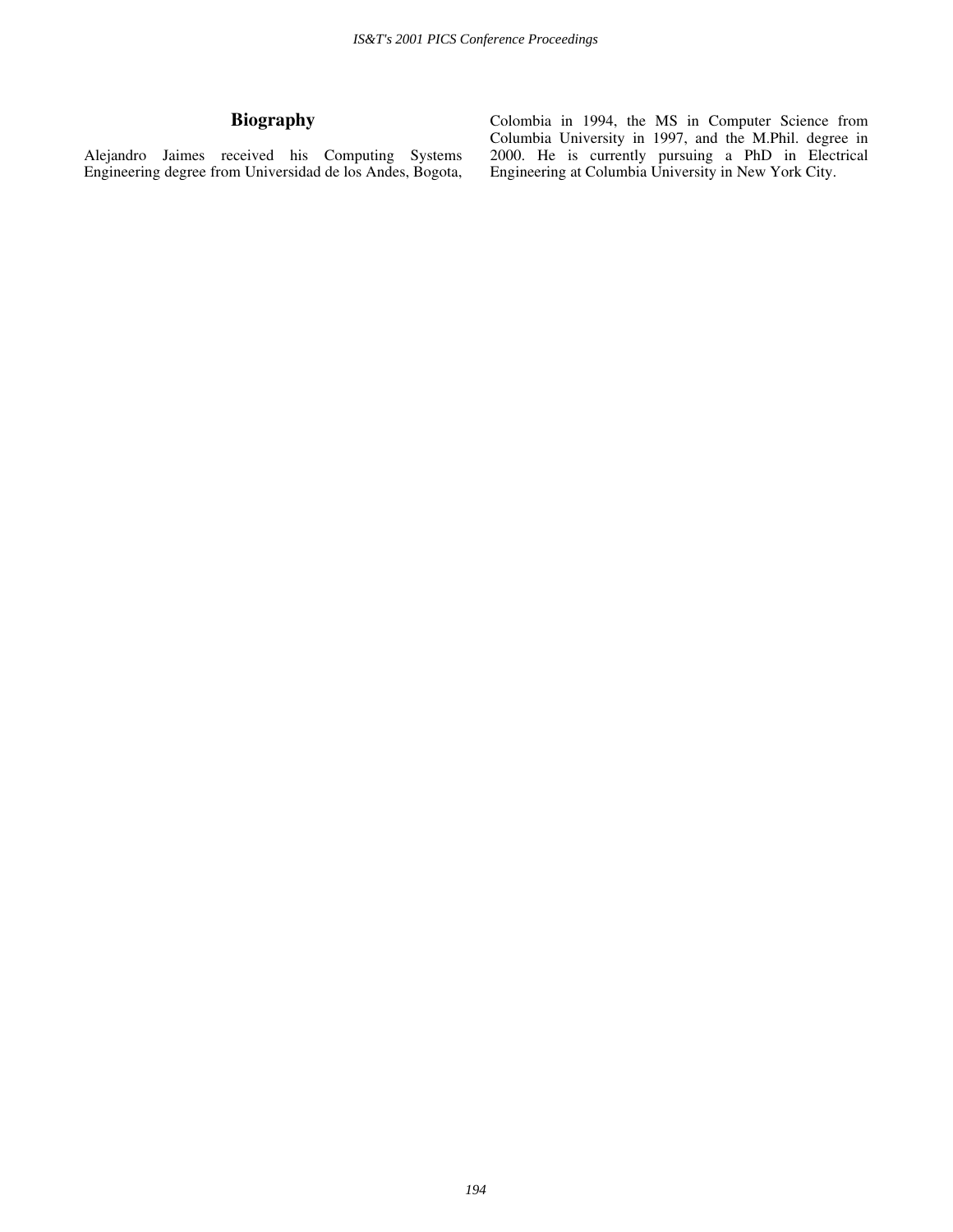## Biography

Alejandro Jaimes received his Computing Systems Engineering degree from Universidad de los Andes, Bogota, Colombia in 1994, the MS in Computer Science from Columbia University in 1997, and the M.Phil. degree in 2000. He is currently pursuing a PhD in Electrical Engineering at Columbia University in New York City.